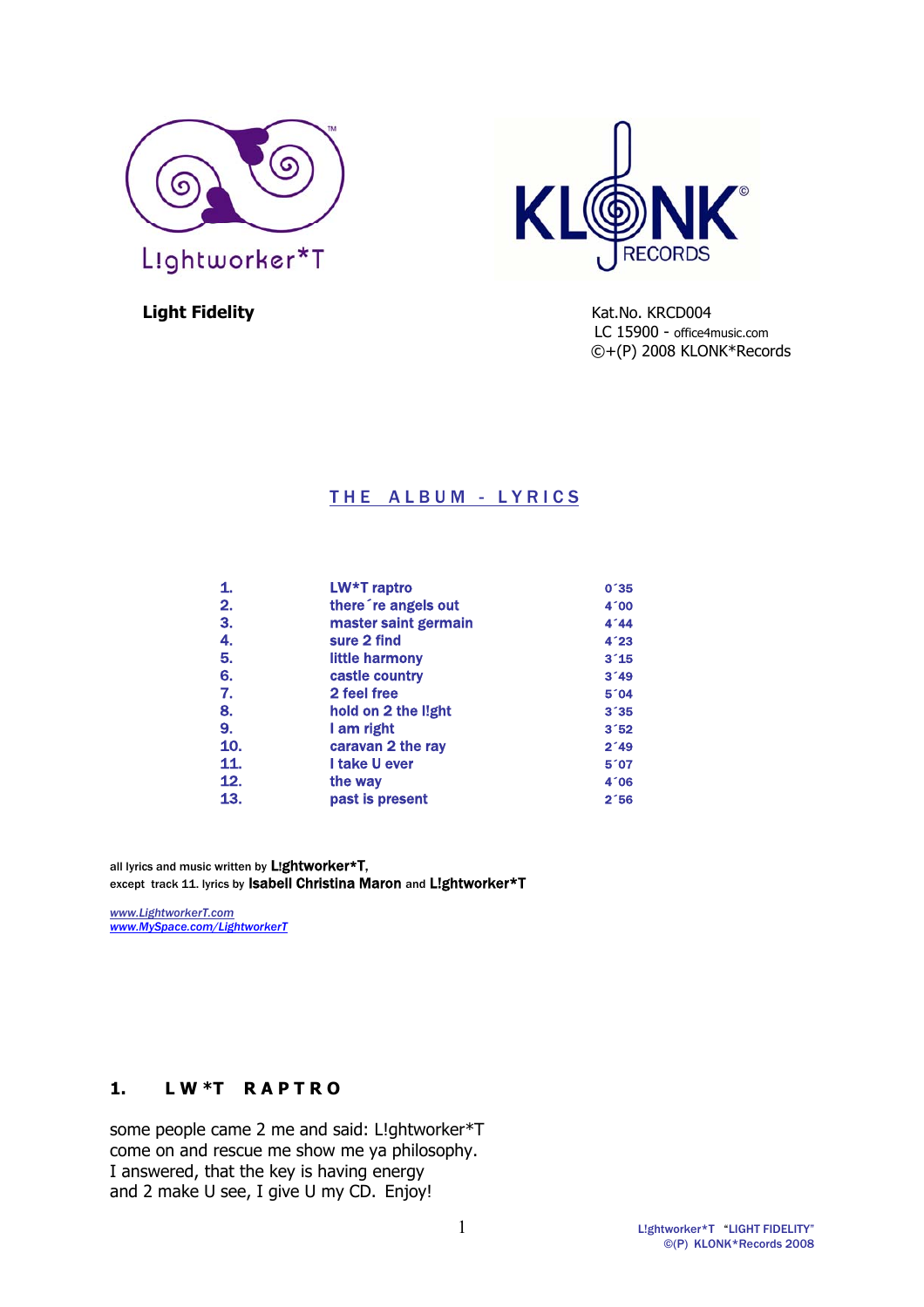L!ghtworker*T

KLONK RECORDS

**Light Fidelity**

Kat.No. KRCD004
LC 15900 - office4music.com
©+(P) 2008 KLONK*Records

## THE ALBUM - LYRICS

| | | |
|---|---|---|
| 1. | LW*T raptro | 0´35 |
| 2. | there´re angels out | 4´00 |
| 3. | master saint germain | 4´44 |
| 4. | sure 2 find | 4´23 |
| 5. | little harmony | 3´15 |
| 6. | castle country | 3´49 |
| 7. | 2 feel free | 5´04 |
| 8. | hold on 2 the l!ght | 3´35 |
| 9. | I am right | 3´52 |
| 10. | caravan 2 the ray | 2´49 |
| 11. | I take U ever | 5´07 |
| 12. | the way | 4´06 |
| 13. | past is present | 2´56 |

all lyrics and music written by **L!ghtworker*T**,
except track 11. lyrics by **Isabell Christina Maron** and **L!ghtworker*T**

*www.LightworkerT.com*
*www.MySpace.com/LightworkerT*

## 1. LW*T RAPTRO

some people came 2 me and said: L!ghtworker*T
come on and rescue me show me ya philosophy.
I answered, that the key is having energy
and 2 make U see, I give U my CD. Enjoy!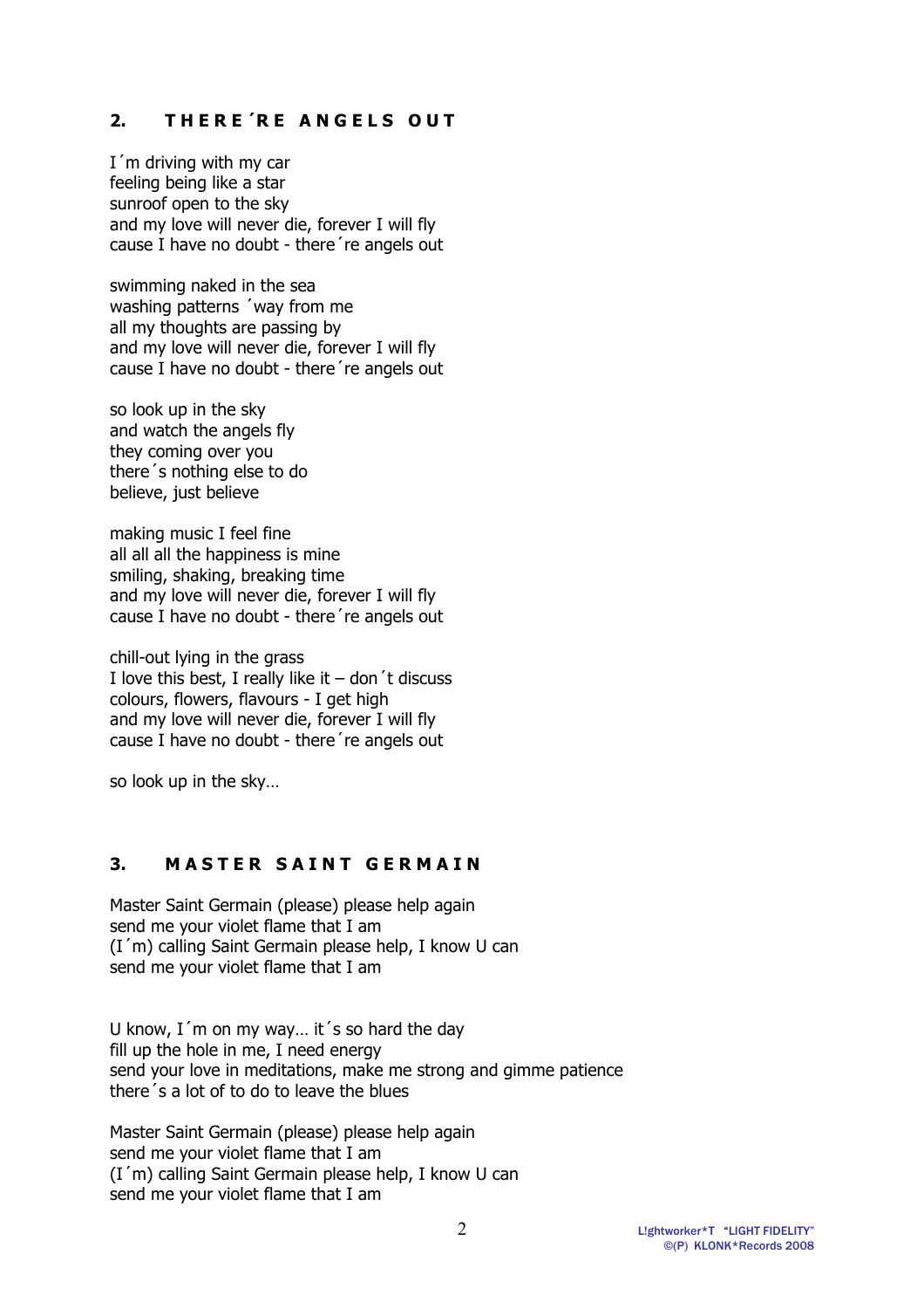## 2. T H E R E ´R E A N G E L S O U T

I´m driving with my car  
feeling being like a star  
sunroof open to the sky  
and my love will never die, forever I will fly  
cause I have no doubt - there´re angels out

swimming naked in the sea  
washing patterns ´way from me  
all my thoughts are passing by  
and my love will never die, forever I will fly  
cause I have no doubt - there´re angels out

so look up in the sky  
and watch the angels fly  
they coming over you  
there´s nothing else to do  
believe, just believe

making music I feel fine  
all all all the happiness is mine  
smiling, shaking, breaking time  
and my love will never die, forever I will fly  
cause I have no doubt - there´re angels out

chill-out lying in the grass  
I love this best, I really like it – don´t discuss  
colours, flowers, flavours - I get high  
and my love will never die, forever I will fly  
cause I have no doubt - there´re angels out

so look up in the sky…

## 3. M A S T E R S A I N T G E R M A I N

Master Saint Germain (please) please help again  
send me your violet flame that I am  
(I´m) calling Saint Germain please help, I know U can  
send me your violet flame that I am

U know, I´m on my way… it´s so hard the day  
fill up the hole in me, I need energy  
send your love in meditations, make me strong and gimme patience  
there´s a lot of to do to leave the blues

Master Saint Germain (please) please help again  
send me your violet flame that I am  
(I´m) calling Saint Germain please help, I know U can  
send me your violet flame that I am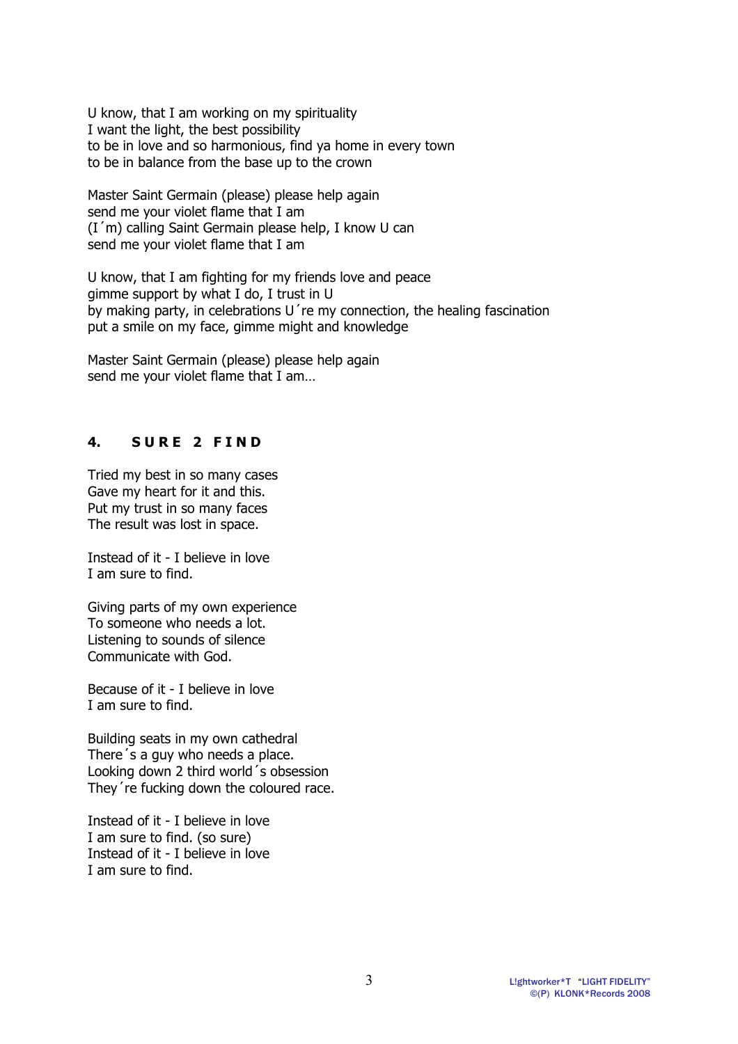U know, that I am working on my spirituality
I want the light, the best possibility
to be in love and so harmonious, find ya home in every town
to be in balance from the base up to the crown

Master Saint Germain (please) please help again
send me your violet flame that I am
(I´m) calling Saint Germain please help, I know U can
send me your violet flame that I am

U know, that I am fighting for my friends love and peace
gimme support by what I do, I trust in U
by making party, in celebrations U´re my connection, the healing fascination
put a smile on my face, gimme might and knowledge

Master Saint Germain (please) please help again
send me your violet flame that I am…

### 4. S U R E 2 F I N D

Tried my best in so many cases
Gave my heart for it and this.
Put my trust in so many faces
The result was lost in space.

Instead of it - I believe in love
I am sure to find.

Giving parts of my own experience
To someone who needs a lot.
Listening to sounds of silence
Communicate with God.

Because of it - I believe in love
I am sure to find.

Building seats in my own cathedral
There´s a guy who needs a place.
Looking down 2 third world´s obsession
They´re fucking down the coloured race.

Instead of it - I believe in love
I am sure to find. (so sure)
Instead of it - I believe in love
I am sure to find.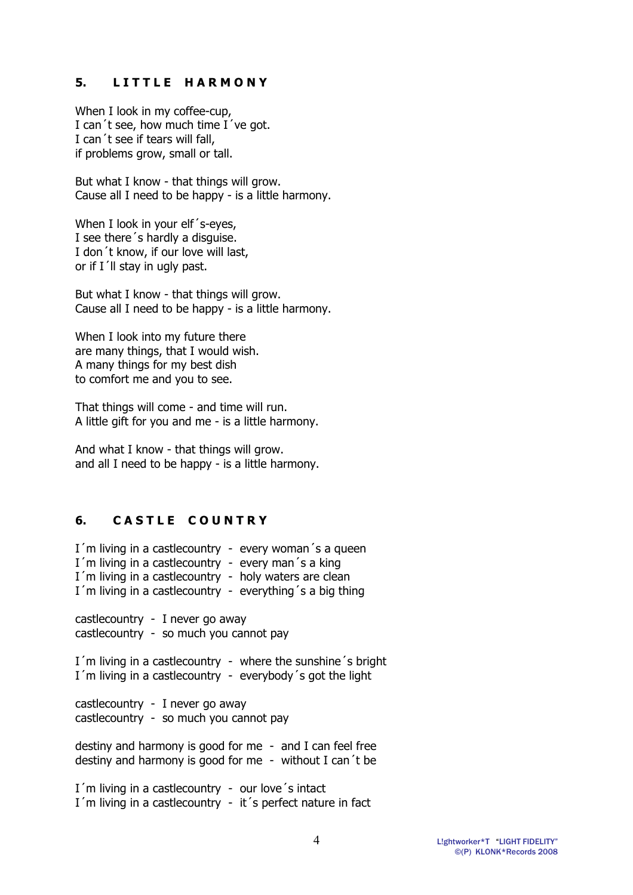## 5. LITTLE HARMONY

When I look in my coffee-cup,
I can´t see, how much time I´ve got.
I can´t see if tears will fall,
if problems grow, small or tall.

But what I know - that things will grow.
Cause all I need to be happy - is a little harmony.

When I look in your elf´s-eyes,
I see there´s hardly a disguise.
I don´t know, if our love will last,
or if I´ll stay in ugly past.

But what I know - that things will grow.
Cause all I need to be happy - is a little harmony.

When I look into my future there
are many things, that I would wish.
A many things for my best dish
to comfort me and you to see.

That things will come - and time will run.
A little gift for you and me - is a little harmony.

And what I know - that things will grow.
and all I need to be happy - is a little harmony.

## 6. CASTLE COUNTRY

I´m living in a castlecountry - every woman´s a queen
I´m living in a castlecountry - every man´s a king
I´m living in a castlecountry - holy waters are clean
I´m living in a castlecountry - everything´s a big thing

castlecountry - I never go away
castlecountry - so much you cannot pay

I´m living in a castlecountry - where the sunshine´s bright
I´m living in a castlecountry - everybody´s got the light

castlecountry - I never go away
castlecountry - so much you cannot pay

destiny and harmony is good for me - and I can feel free
destiny and harmony is good for me - without I can´t be

I´m living in a castlecountry - our love´s intact
I´m living in a castlecountry - it´s perfect nature in fact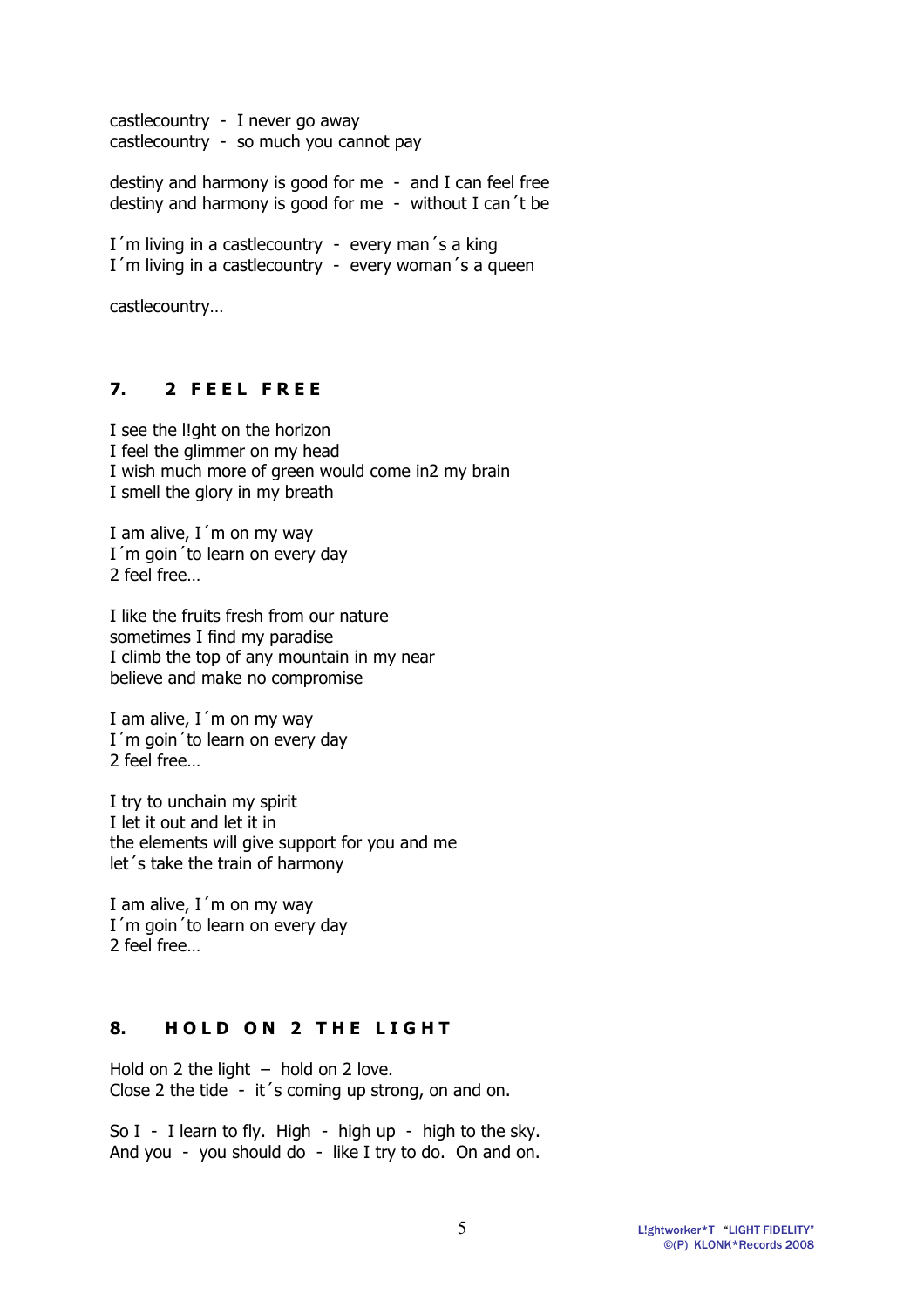castlecountry - I never go away
castlecountry - so much you cannot pay

destiny and harmony is good for me - and I can feel free
destiny and harmony is good for me - without I can´t be

I´m living in a castlecountry - every man´s a king
I´m living in a castlecountry - every woman´s a queen

castlecountry…

### 7. 2 FEEL FREE

I see the l!ght on the horizon
I feel the glimmer on my head
I wish much more of green would come in2 my brain
I smell the glory in my breath

I am alive, I´m on my way
I´m goin´to learn on every day
2 feel free…

I like the fruits fresh from our nature
sometimes I find my paradise
I climb the top of any mountain in my near
believe and make no compromise

I am alive, I´m on my way
I´m goin´to learn on every day
2 feel free…

I try to unchain my spirit
I let it out and let it in
the elements will give support for you and me
let´s take the train of harmony

I am alive, I´m on my way
I´m goin´to learn on every day
2 feel free…

### 8. HOLD ON 2 THE LIGHT

Hold on 2 the light – hold on 2 love.
Close 2 the tide - it´s coming up strong, on and on.

So I - I learn to fly. High - high up - high to the sky.
And you - you should do - like I try to do. On and on.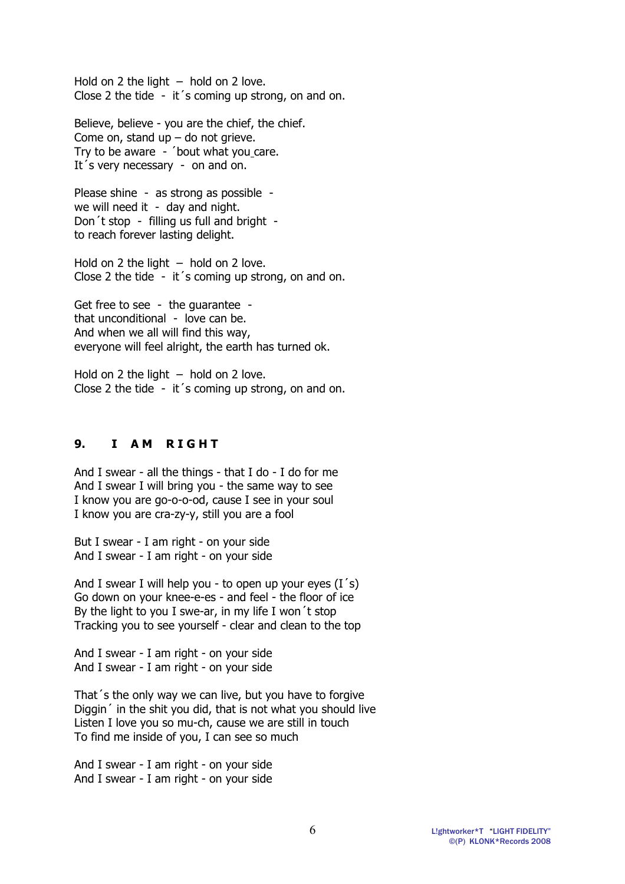Hold on 2 the light – hold on 2 love.
Close 2 the tide - it´s coming up strong, on and on.

Believe, believe - you are the chief, the chief.
Come on, stand up – do not grieve.
Try to be aware - ´bout what you care.
It´s very necessary - on and on.

Please shine - as strong as possible -
we will need it - day and night.
Don´t stop - filling us full and bright -
to reach forever lasting delight.

Hold on 2 the light – hold on 2 love.
Close 2 the tide - it´s coming up strong, on and on.

Get free to see - the guarantee -
that unconditional - love can be.
And when we all will find this way,
everyone will feel alright, the earth has turned ok.

Hold on 2 the light – hold on 2 love.
Close 2 the tide - it´s coming up strong, on and on.

## 9. I AM RIGHT

And I swear - all the things - that I do - I do for me
And I swear I will bring you - the same way to see
I know you are go-o-o-od, cause I see in your soul
I know you are cra-zy-y, still you are a fool

But I swear - I am right - on your side
And I swear - I am right - on your side

And I swear I will help you - to open up your eyes (I´s)
Go down on your knee-e-es - and feel - the floor of ice
By the light to you I swe-ar, in my life I won´t stop
Tracking you to see yourself - clear and clean to the top

And I swear - I am right - on your side
And I swear - I am right - on your side

That´s the only way we can live, but you have to forgive
Diggin´ in the shit you did, that is not what you should live
Listen I love you so mu-ch, cause we are still in touch
To find me inside of you, I can see so much

And I swear - I am right - on your side
And I swear - I am right - on your side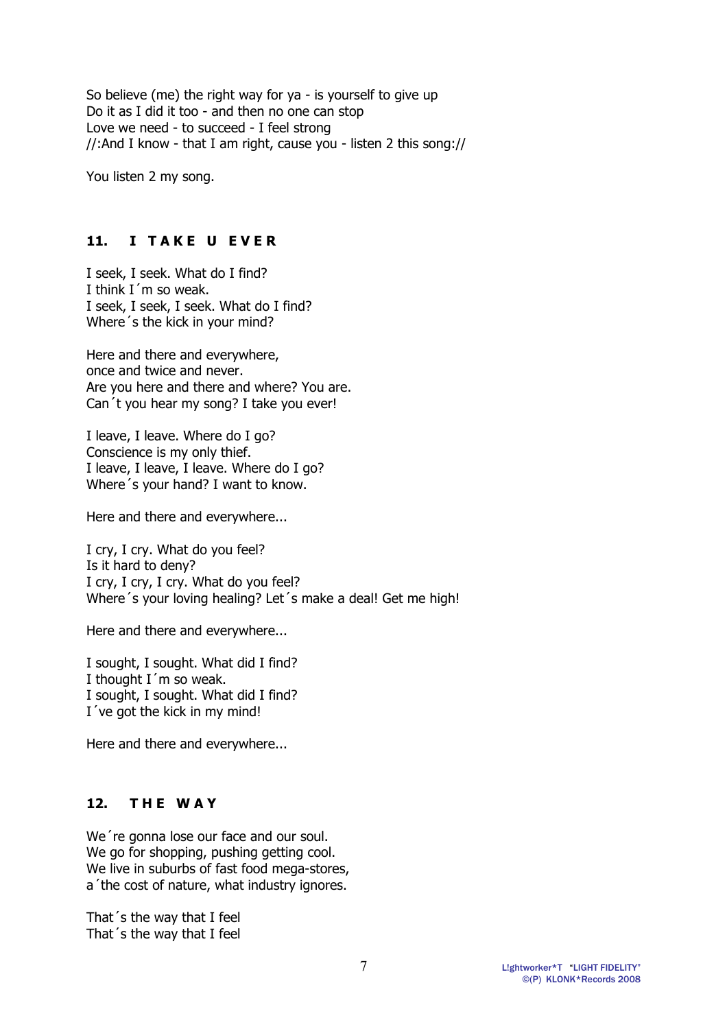So believe (me) the right way for ya - is yourself to give up
Do it as I did it too - and then no one can stop
Love we need - to succeed - I feel strong
//:And I know - that I am right, cause you - listen 2 this song://

You listen 2 my song.

### 11. I TAKE U EVER

I seek, I seek. What do I find?
I think I´m so weak.
I seek, I seek, I seek. What do I find?
Where´s the kick in your mind?

Here and there and everywhere,
once and twice and never.
Are you here and there and where? You are.
Can´t you hear my song? I take you ever!

I leave, I leave. Where do I go?
Conscience is my only thief.
I leave, I leave, I leave. Where do I go?
Where´s your hand? I want to know.

Here and there and everywhere...

I cry, I cry. What do you feel?
Is it hard to deny?
I cry, I cry, I cry. What do you feel?
Where´s your loving healing? Let´s make a deal! Get me high!

Here and there and everywhere...

I sought, I sought. What did I find?
I thought I´m so weak.
I sought, I sought. What did I find?
I´ve got the kick in my mind!

Here and there and everywhere...

### 12. THE WAY

We´re gonna lose our face and our soul.
We go for shopping, pushing getting cool.
We live in suburbs of fast food mega-stores,
a´the cost of nature, what industry ignores.

That´s the way that I feel
That´s the way that I feel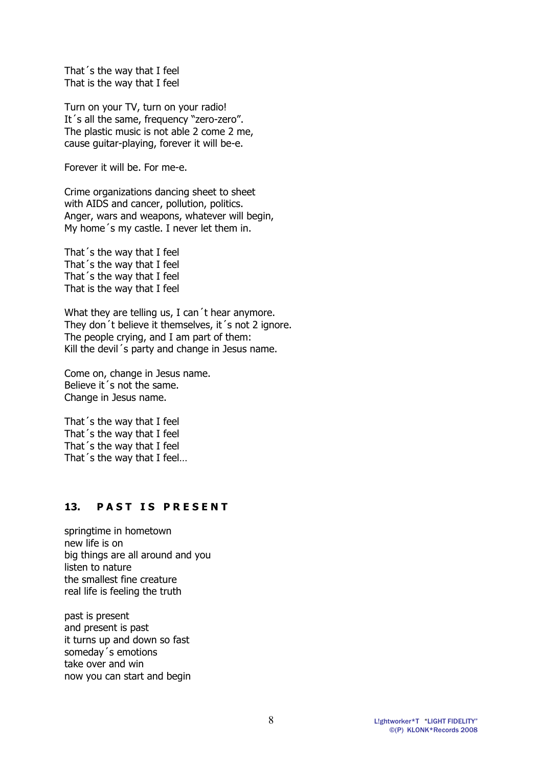That´s the way that I feel
That is the way that I feel

Turn on your TV, turn on your radio!
It´s all the same, frequency "zero-zero".
The plastic music is not able 2 come 2 me,
cause guitar-playing, forever it will be-e.

Forever it will be. For me-e.

Crime organizations dancing sheet to sheet
with AIDS and cancer, pollution, politics.
Anger, wars and weapons, whatever will begin,
My home´s my castle. I never let them in.

That´s the way that I feel
That´s the way that I feel
That´s the way that I feel
That is the way that I feel

What they are telling us, I can´t hear anymore.
They don´t believe it themselves, it´s not 2 ignore.
The people crying, and I am part of them:
Kill the devil´s party and change in Jesus name.

Come on, change in Jesus name.
Believe it´s not the same.
Change in Jesus name.

That´s the way that I feel
That´s the way that I feel
That´s the way that I feel
That´s the way that I feel…

### 13. PAST IS PRESENT

springtime in hometown
new life is on
big things are all around and you
listen to nature
the smallest fine creature
real life is feeling the truth

past is present
and present is past
it turns up and down so fast
someday´s emotions
take over and win
now you can start and begin